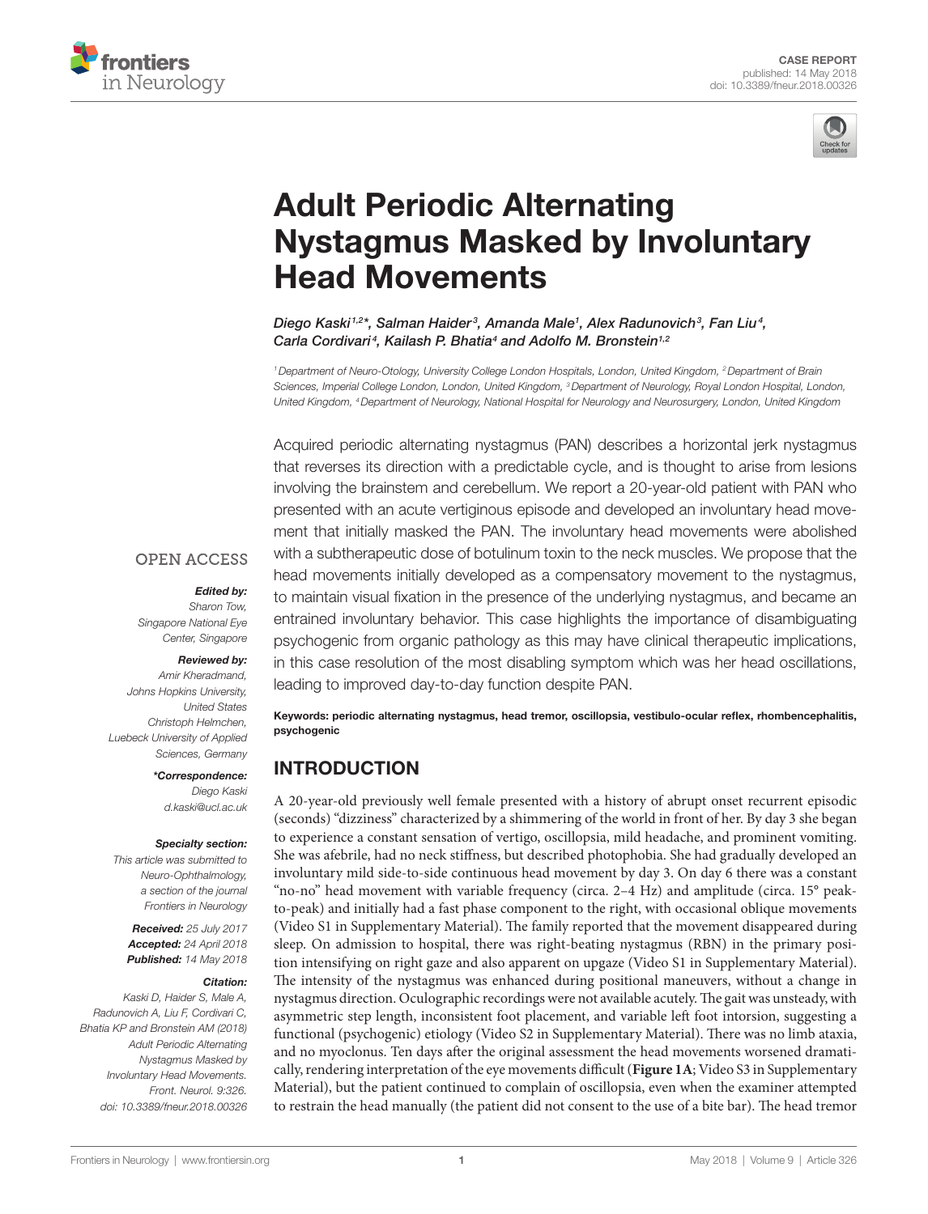CASE REPORT
published: 14 May 2018
doi: 10.3389/fneur.2018.00326

# Adult Periodic Alternating Nystagmus Masked by Involuntary Head Movements

*Diego Kaski[1,2]*, Salman Haider[3], Amanda Male[1], Alex Radunovich[3], Fan Liu[4], Carla Cordivari[4], Kailash P. Bhatia[4] and Adolfo M. Bronstein[1,2]*

[1] Department of Neuro-Otology, University College London Hospitals, London, United Kingdom, [2] Department of Brain Sciences, Imperial College London, London, United Kingdom, [3] Department of Neurology, Royal London Hospital, London, United Kingdom, [4] Department of Neurology, National Hospital for Neurology and Neurosurgery, London, United Kingdom

Acquired periodic alternating nystagmus (PAN) describes a horizontal jerk nystagmus that reverses its direction with a predictable cycle, and is thought to arise from lesions involving the brainstem and cerebellum. We report a 20-year-old patient with PAN who presented with an acute vertiginous episode and developed an involuntary head movement that initially masked the PAN. The involuntary head movements were abolished with a subtherapeutic dose of botulinum toxin to the neck muscles. We propose that the head movements initially developed as a compensatory movement to the nystagmus, to maintain visual fixation in the presence of the underlying nystagmus, and became an entrained involuntary behavior. This case highlights the importance of disambiguating psychogenic from organic pathology as this may have clinical therapeutic implications, in this case resolution of the most disabling symptom which was her head oscillations, leading to improved day-to-day function despite PAN.

**Keywords: periodic alternating nystagmus, head tremor, oscillopsia, vestibulo-ocular reflex, rhombencephalitis, psychogenic**

OPEN ACCESS

***Edited by:***
*Sharon Tow, Singapore National Eye Center, Singapore*

***Reviewed by:***
*Amir Kheradmand, Johns Hopkins University, United States*
*Christoph Helmchen, Luebeck University of Applied Sciences, Germany*

***\*Correspondence:***
*Diego Kaski*
*d.kaski@ucl.ac.uk*

***Specialty section:***
*This article was submitted to Neuro-Ophthalmology, a section of the journal Frontiers in Neurology*

***Received:*** *25 July 2017*
***Accepted:*** *24 April 2018*
***Published:*** *14 May 2018*

***Citation:***
*Kaski D, Haider S, Male A, Radunovich A, Liu F, Cordivari C, Bhatia KP and Bronstein AM (2018) Adult Periodic Alternating Nystagmus Masked by Involuntary Head Movements. Front. Neurol. 9:326. doi: 10.3389/fneur.2018.00326*

## INTRODUCTION

A 20-year-old previously well female presented with a history of abrupt onset recurrent episodic (seconds) "dizziness" characterized by a shimmering of the world in front of her. By day 3 she began to experience a constant sensation of vertigo, oscillopsia, mild headache, and prominent vomiting. She was afebrile, had no neck stiffness, but described photophobia. She had gradually developed an involuntary mild side-to-side continuous head movement by day 3. On day 6 there was a constant "no-no" head movement with variable frequency (circa. 2–4 Hz) and amplitude (circa. 15° peak-to-peak) and initially had a fast phase component to the right, with occasional oblique movements (Video S1 in Supplementary Material). The family reported that the movement disappeared during sleep. On admission to hospital, there was right-beating nystagmus (RBN) in the primary position intensifying on right gaze and also apparent on upgaze (Video S1 in Supplementary Material). The intensity of the nystagmus was enhanced during positional maneuvers, without a change in nystagmus direction. Oculographic recordings were not available acutely. The gait was unsteady, with asymmetric step length, inconsistent foot placement, and variable left foot intorsion, suggesting a functional (psychogenic) etiology (Video S2 in Supplementary Material). There was no limb ataxia, and no myoclonus. Ten days after the original assessment the head movements worsened dramatically, rendering interpretation of the eye movements difficult (**Figure 1A**; Video S3 in Supplementary Material), but the patient continued to complain of oscillopsia, even when the examiner attempted to restrain the head manually (the patient did not consent to the use of a bite bar). The head tremor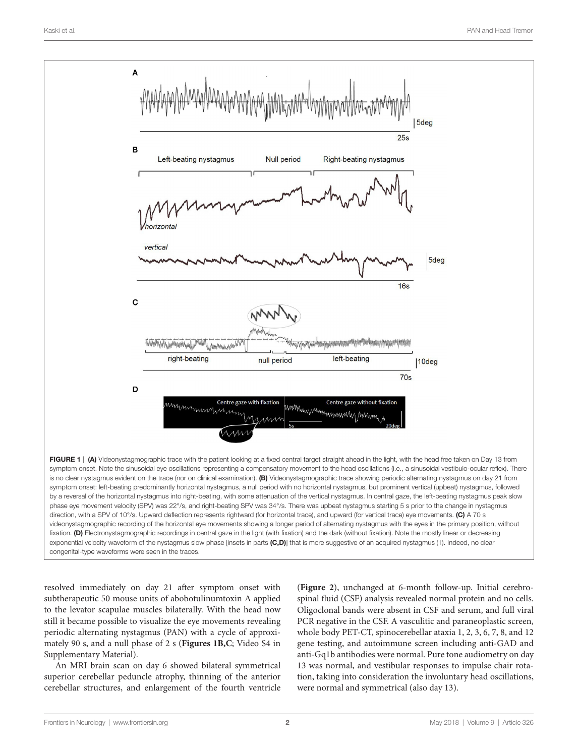**FIGURE 1** | **(A)** Videonystagmographic trace with the patient looking at a fixed central target straight ahead in the light, with the head free taken on Day 13 from symptom onset. Note the sinusoidal eye oscillations representing a compensatory movement to the head oscillations (i.e., a sinusoidal vestibulo-ocular reflex). There is no clear nystagmus evident on the trace (nor on clinical examination). **(B)** Videonystagmographic trace showing periodic alternating nystagmus on day 21 from symptom onset: left-beating predominantly horizontal nystagmus, a null period with no horizontal nystagmus, but prominent vertical (upbeat) nystagmus, followed by a reversal of the horizontal nystagmus into right-beating, with some attenuation of the vertical nystagmus. In central gaze, the left-beating nystagmus peak slow phase eye movement velocity (SPV) was 22°/s, and right-beating SPV was 34°/s. There was upbeat nystagmus starting 5 s prior to the change in nystagmus direction, with a SPV of 10°/s. Upward deflection represents rightward (for horizontal trace), and upward (for vertical trace) eye movements. **(C)** A 70 s videonystagmographic recording of the horizontal eye movements showing a longer period of alternating nystagmus with the eyes in the primary position, without fixation. **(D)** Electronystagmographic recordings in central gaze in the light (with fixation) and the dark (without fixation). Note the mostly linear or decreasing exponential velocity waveform of the nystagmus slow phase [insets in parts **(C,D)**] that is more suggestive of an acquired nystagmus (1). Indeed, no clear congenital-type waveforms were seen in the traces.

resolved immediately on day 21 after symptom onset with subtherapeutic 50 mouse units of abobotulinumtoxin A applied to the levator scapulae muscles bilaterally. With the head now still it became possible to visualize the eye movements revealing periodic alternating nystagmus (PAN) with a cycle of approximately 90 s, and a null phase of 2 s (**Figures 1B,C**; Video S4 in Supplementary Material).

An MRI brain scan on day 6 showed bilateral symmetrical superior cerebellar peduncle atrophy, thinning of the anterior cerebellar structures, and enlargement of the fourth ventricle (**Figure 2**), unchanged at 6-month follow-up. Initial cerebrospinal fluid (CSF) analysis revealed normal protein and no cells. Oligoclonal bands were absent in CSF and serum, and full viral PCR negative in the CSF. A vasculitic and paraneoplastic screen, whole body PET-CT, spinocerebellar ataxia 1, 2, 3, 6, 7, 8, and 12 gene testing, and autoimmune screen including anti-GAD and anti-Gq1b antibodies were normal. Pure tone audiometry on day 13 was normal, and vestibular responses to impulse chair rotation, taking into consideration the involuntary head oscillations, were normal and symmetrical (also day 13).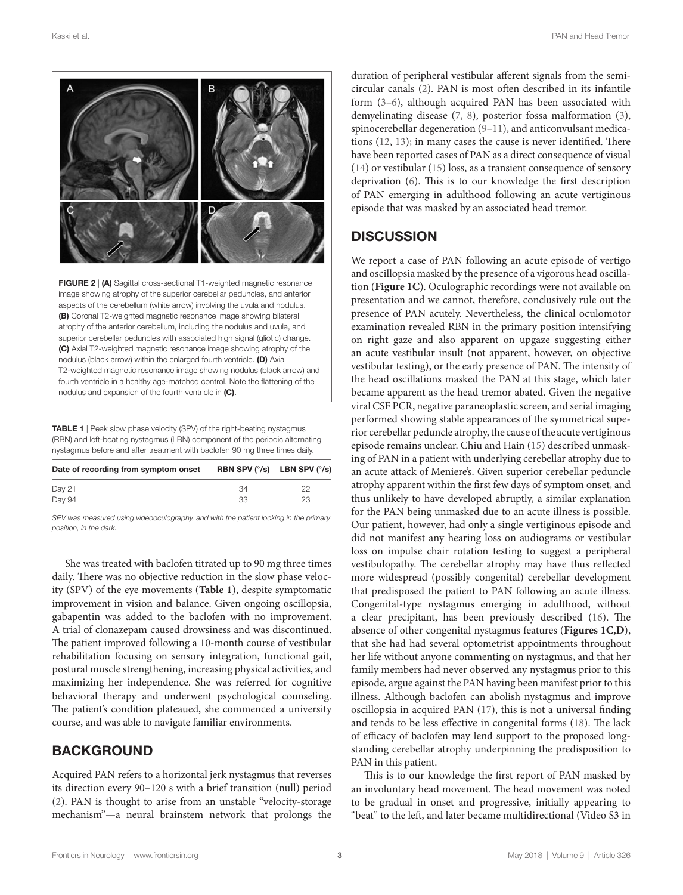FIGURE 2 | **(A)** Sagittal cross-sectional T1-weighted magnetic resonance image showing atrophy of the superior cerebellar peduncles, and anterior aspects of the cerebellum (white arrow) involving the uvula and nodulus. **(B)** Coronal T2-weighted magnetic resonance image showing bilateral atrophy of the anterior cerebellum, including the nodulus and uvula, and superior cerebellar peduncles with associated high signal (gliotic) change. **(C)** Axial T2-weighted magnetic resonance image showing atrophy of the nodulus (black arrow) within the enlarged fourth ventricle. **(D)** Axial T2-weighted magnetic resonance image showing nodulus (black arrow) and fourth ventricle in a healthy age-matched control. Note the flattening of the nodulus and expansion of the fourth ventricle in **(C)**.

**TABLE 1** | Peak slow phase velocity (SPV) of the right-beating nystagmus (RBN) and left-beating nystagmus (LBN) component of the periodic alternating nystagmus before and after treatment with baclofen 90 mg three times daily.

| Date of recording from symptom onset | RBN SPV (°/s) | LBN SPV (°/s) |
|---|---|---|
| Day 21 | 34 | 22 |
| Day 94 | 33 | 23 |

*SPV was measured using videooculography, and with the patient looking in the primary position, in the dark.*

She was treated with baclofen titrated up to 90 mg three times daily. There was no objective reduction in the slow phase velocity (SPV) of the eye movements (**Table 1**), despite symptomatic improvement in vision and balance. Given ongoing oscillopsia, gabapentin was added to the baclofen with no improvement. A trial of clonazepam caused drowsiness and was discontinued. The patient improved following a 10-month course of vestibular rehabilitation focusing on sensory integration, functional gait, postural muscle strengthening, increasing physical activities, and maximizing her independence. She was referred for cognitive behavioral therapy and underwent psychological counseling. The patient's condition plateaued, she commenced a university course, and was able to navigate familiar environments.

## BACKGROUND

Acquired PAN refers to a horizontal jerk nystagmus that reverses its direction every 90–120 s with a brief transition (null) period (2). PAN is thought to arise from an unstable "velocity-storage mechanism"—a neural brainstem network that prolongs the duration of peripheral vestibular afferent signals from the semicircular canals (2). PAN is most often described in its infantile form (3–6), although acquired PAN has been associated with demyelinating disease (7, 8), posterior fossa malformation (3), spinocerebellar degeneration (9–11), and anticonvulsant medications (12, 13); in many cases the cause is never identified. There have been reported cases of PAN as a direct consequence of visual (14) or vestibular (15) loss, as a transient consequence of sensory deprivation (6). This is to our knowledge the first description of PAN emerging in adulthood following an acute vertiginous episode that was masked by an associated head tremor.

## DISCUSSION

We report a case of PAN following an acute episode of vertigo and oscillopsia masked by the presence of a vigorous head oscillation (**Figure 1C**). Oculographic recordings were not available on presentation and we cannot, therefore, conclusively rule out the presence of PAN acutely. Nevertheless, the clinical oculomotor examination revealed RBN in the primary position intensifying on right gaze and also apparent on upgaze suggesting either an acute vestibular insult (not apparent, however, on objective vestibular testing), or the early presence of PAN. The intensity of the head oscillations masked the PAN at this stage, which later became apparent as the head tremor abated. Given the negative viral CSF PCR, negative paraneoplastic screen, and serial imaging performed showing stable appearances of the symmetrical superior cerebellar peduncle atrophy, the cause of the acute vertiginous episode remains unclear. Chiu and Hain (15) described unmasking of PAN in a patient with underlying cerebellar atrophy due to an acute attack of Meniere's. Given superior cerebellar peduncle atrophy apparent within the first few days of symptom onset, and thus unlikely to have developed abruptly, a similar explanation for the PAN being unmasked due to an acute illness is possible. Our patient, however, had only a single vertiginous episode and did not manifest any hearing loss on audiograms or vestibular loss on impulse chair rotation testing to suggest a peripheral vestibulopathy. The cerebellar atrophy may have thus reflected more widespread (possibly congenital) cerebellar development that predisposed the patient to PAN following an acute illness. Congenital-type nystagmus emerging in adulthood, without a clear precipitant, has been previously described (16). The absence of other congenital nystagmus features (**Figures 1C,D**), that she had had several optometrist appointments throughout her life without anyone commenting on nystagmus, and that her family members had never observed any nystagmus prior to this episode, argue against the PAN having been manifest prior to this illness. Although baclofen can abolish nystagmus and improve oscillopsia in acquired PAN (17), this is not a universal finding and tends to be less effective in congenital forms (18). The lack of efficacy of baclofen may lend support to the proposed long-standing cerebellar atrophy underpinning the predisposition to PAN in this patient.

This is to our knowledge the first report of PAN masked by an involuntary head movement. The head movement was noted to be gradual in onset and progressive, initially appearing to "beat" to the left, and later became multidirectional (Video S3 in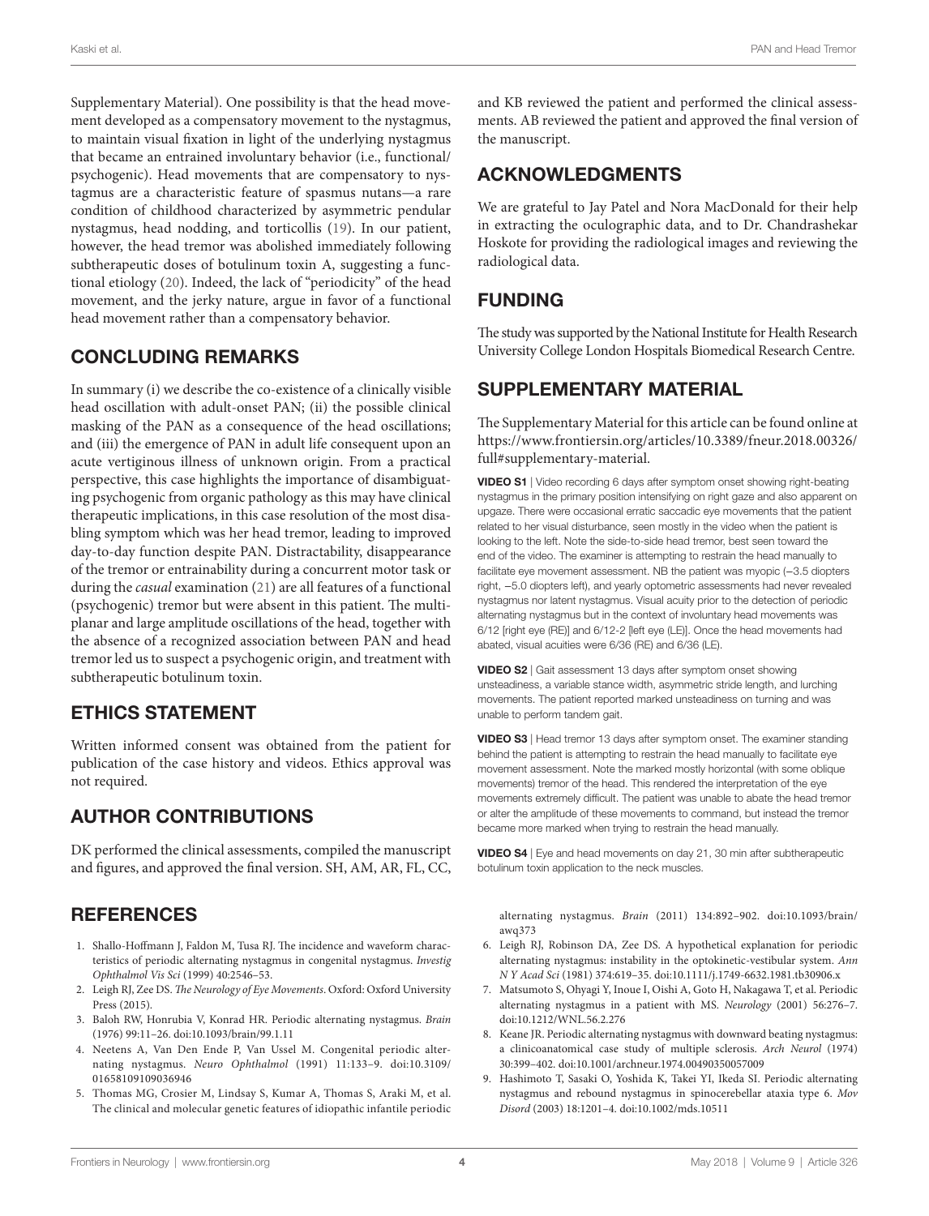Supplementary Material). One possibility is that the head movement developed as a compensatory movement to the nystagmus, to maintain visual fixation in light of the underlying nystagmus that became an entrained involuntary behavior (i.e., functional/psychogenic). Head movements that are compensatory to nystagmus are a characteristic feature of spasmus nutans—a rare condition of childhood characterized by asymmetric pendular nystagmus, head nodding, and torticollis (19). In our patient, however, the head tremor was abolished immediately following subtherapeutic doses of botulinum toxin A, suggesting a functional etiology (20). Indeed, the lack of "periodicity" of the head movement, and the jerky nature, argue in favor of a functional head movement rather than a compensatory behavior.

## CONCLUDING REMARKS

In summary (i) we describe the co-existence of a clinically visible head oscillation with adult-onset PAN; (ii) the possible clinical masking of the PAN as a consequence of the head oscillations; and (iii) the emergence of PAN in adult life consequent upon an acute vertiginous illness of unknown origin. From a practical perspective, this case highlights the importance of disambiguating psychogenic from organic pathology as this may have clinical therapeutic implications, in this case resolution of the most disabling symptom which was her head tremor, leading to improved day-to-day function despite PAN. Distractability, disappearance of the tremor or entrainability during a concurrent motor task or during the *casual* examination (21) are all features of a functional (psychogenic) tremor but were absent in this patient. The multiplanar and large amplitude oscillations of the head, together with the absence of a recognized association between PAN and head tremor led us to suspect a psychogenic origin, and treatment with subtherapeutic botulinum toxin.

## ETHICS STATEMENT

Written informed consent was obtained from the patient for publication of the case history and videos. Ethics approval was not required.

## AUTHOR CONTRIBUTIONS

DK performed the clinical assessments, compiled the manuscript and figures, and approved the final version. SH, AM, AR, FL, CC, and KB reviewed the patient and performed the clinical assessments. AB reviewed the patient and approved the final version of the manuscript.

## ACKNOWLEDGMENTS

We are grateful to Jay Patel and Nora MacDonald for their help in extracting the oculographic data, and to Dr. Chandrashekar Hoskote for providing the radiological images and reviewing the radiological data.

## FUNDING

The study was supported by the National Institute for Health Research University College London Hospitals Biomedical Research Centre.

## SUPPLEMENTARY MATERIAL

The Supplementary Material for this article can be found online at https://www.frontiersin.org/articles/10.3389/fneur.2018.00326/full#supplementary-material.

**VIDEO S1** | Video recording 6 days after symptom onset showing right-beating nystagmus in the primary position intensifying on right gaze and also apparent on upgaze. There were occasional erratic saccadic eye movements that the patient related to her visual disturbance, seen mostly in the video when the patient is looking to the left. Note the side-to-side head tremor, best seen toward the end of the video. The examiner is attempting to restrain the head manually to facilitate eye movement assessment. NB the patient was myopic (−3.5 diopters right, −5.0 diopters left), and yearly optometric assessments had never revealed nystagmus nor latent nystagmus. Visual acuity prior to the detection of periodic alternating nystagmus but in the context of involuntary head movements was 6/12 [right eye (RE)] and 6/12-2 [left eye (LE)]. Once the head movements had abated, visual acuities were 6/36 (RE) and 6/36 (LE).

**VIDEO S2** | Gait assessment 13 days after symptom onset showing unsteadiness, a variable stance width, asymmetric stride length, and lurching movements. The patient reported marked unsteadiness on turning and was unable to perform tandem gait.

**VIDEO S3** | Head tremor 13 days after symptom onset. The examiner standing behind the patient is attempting to restrain the head manually to facilitate eye movement assessment. Note the marked mostly horizontal (with some oblique movements) tremor of the head. This rendered the interpretation of the eye movements extremely difficult. The patient was unable to abate the head tremor or alter the amplitude of these movements to command, but instead the tremor became more marked when trying to restrain the head manually.

**VIDEO S4** | Eye and head movements on day 21, 30 min after subtherapeutic botulinum toxin application to the neck muscles.

## REFERENCES

1. Shallo-Hoffmann J, Faldon M, Tusa RJ. The incidence and waveform characteristics of periodic alternating nystagmus in congenital nystagmus. *Investig Ophthalmol Vis Sci* (1999) 40:2546–53.
2. Leigh RJ, Zee DS. *The Neurology of Eye Movements*. Oxford: Oxford University Press (2015).
3. Baloh RW, Honrubia V, Konrad HR. Periodic alternating nystagmus. *Brain* (1976) 99:11–26. doi:10.1093/brain/99.1.11
4. Neetens A, Van Den Ende P, Van Ussel M. Congenital periodic alternating nystagmus. *Neuro Ophthalmol* (1991) 11:133–9. doi:10.3109/01658109109036946
5. Thomas MG, Crosier M, Lindsay S, Kumar A, Thomas S, Araki M, et al. The clinical and molecular genetic features of idiopathic infantile periodic alternating nystagmus. *Brain* (2011) 134:892–902. doi:10.1093/brain/awq373
6. Leigh RJ, Robinson DA, Zee DS. A hypothetical explanation for periodic alternating nystagmus: instability in the optokinetic-vestibular system. *Ann N Y Acad Sci* (1981) 374:619–35. doi:10.1111/j.1749-6632.1981.tb30906.x
7. Matsumoto S, Ohyagi Y, Inoue I, Oishi A, Goto H, Nakagawa T, et al. Periodic alternating nystagmus in a patient with MS. *Neurology* (2001) 56:276–7. doi:10.1212/WNL.56.2.276
8. Keane JR. Periodic alternating nystagmus with downward beating nystagmus: a clinicoanatomical case study of multiple sclerosis. *Arch Neurol* (1974) 30:399–402. doi:10.1001/archneur.1974.00490350057009
9. Hashimoto T, Sasaki O, Yoshida K, Takei YI, Ikeda SI. Periodic alternating nystagmus and rebound nystagmus in spinocerebellar ataxia type 6. *Mov Disord* (2003) 18:1201–4. doi:10.1002/mds.10511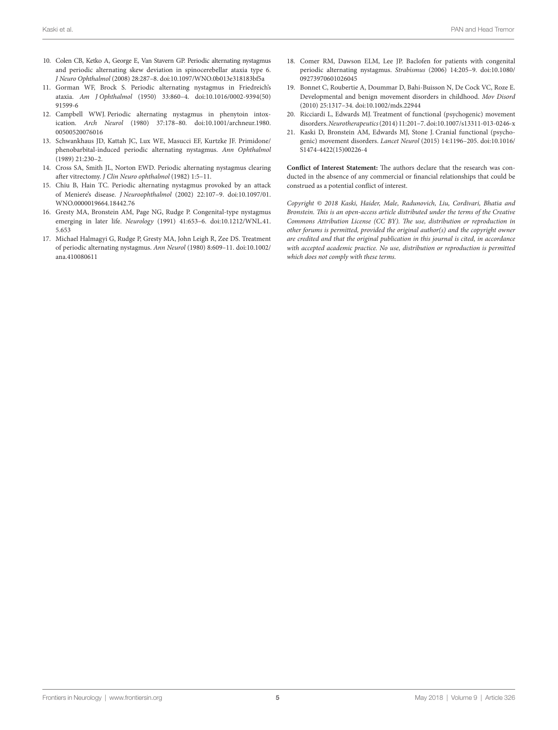10. Colen CB, Ketko A, George E, Van Stavern GP. Periodic alternating nystagmus and periodic alternating skew deviation in spinocerebellar ataxia type 6. *J Neuro Ophthalmol* (2008) 28:287–8. doi:10.1097/WNO.0b013e318183bf5a
11. Gorman WF, Brock S. Periodic alternating nystagmus in Friedreich's ataxia. *Am J Ophthalmol* (1950) 33:860–4. doi:10.1016/0002-9394(50)91599-6
12. Campbell WWJ. Periodic alternating nystagmus in phenytoin intoxication. *Arch Neurol* (1980) 37:178–80. doi:10.1001/archneur.1980.00500520076016
13. Schwankhaus JD, Kattah JC, Lux WE, Masucci EF, Kurtzke JF. Primidone/phenobarbital-induced periodic alternating nystagmus. *Ann Ophthalmol* (1989) 21:230–2.
14. Cross SA, Smith JL, Norton EWD. Periodic alternating nystagmus clearing after vitrectomy. *J Clin Neuro ophthalmol* (1982) 1:5–11.
15. Chiu B, Hain TC. Periodic alternating nystagmus provoked by an attack of Meniere's disease. *J Neuroophthalmol* (2002) 22:107–9. doi:10.1097/01.WNO.0000019664.18442.76
16. Gresty MA, Bronstein AM, Page NG, Rudge P. Congenital-type nystagmus emerging in later life. *Neurology* (1991) 41:653–6. doi:10.1212/WNL.41.5.653
17. Michael Halmagyi G, Rudge P, Gresty MA, John Leigh R, Zee DS. Treatment of periodic alternating nystagmus. *Ann Neurol* (1980) 8:609–11. doi:10.1002/ana.410080611
18. Comer RM, Dawson ELM, Lee JP. Baclofen for patients with congenital periodic alternating nystagmus. *Strabismus* (2006) 14:205–9. doi:10.1080/09273970601026045
19. Bonnet C, Roubertie A, Doummar D, Bahi-Buisson N, De Cock VC, Roze E. Developmental and benign movement disorders in childhood. *Mov Disord* (2010) 25:1317–34. doi:10.1002/mds.22944
20. Ricciardi L, Edwards MJ. Treatment of functional (psychogenic) movement disorders. *Neurotherapeutics* (2014) 11:201–7. doi:10.1007/s13311-013-0246-x
21. Kaski D, Bronstein AM, Edwards MJ, Stone J. Cranial functional (psychogenic) movement disorders. *Lancet Neurol* (2015) 14:1196–205. doi:10.1016/S1474-4422(15)00226-4

**Conflict of Interest Statement:** The authors declare that the research was conducted in the absence of any commercial or financial relationships that could be construed as a potential conflict of interest.

*Copyright © 2018 Kaski, Haider, Male, Radunovich, Liu, Cordivari, Bhatia and Bronstein. This is an open-access article distributed under the terms of the Creative Commons Attribution License (CC BY). The use, distribution or reproduction in other forums is permitted, provided the original author(s) and the copyright owner are credited and that the original publication in this journal is cited, in accordance with accepted academic practice. No use, distribution or reproduction is permitted which does not comply with these terms.*